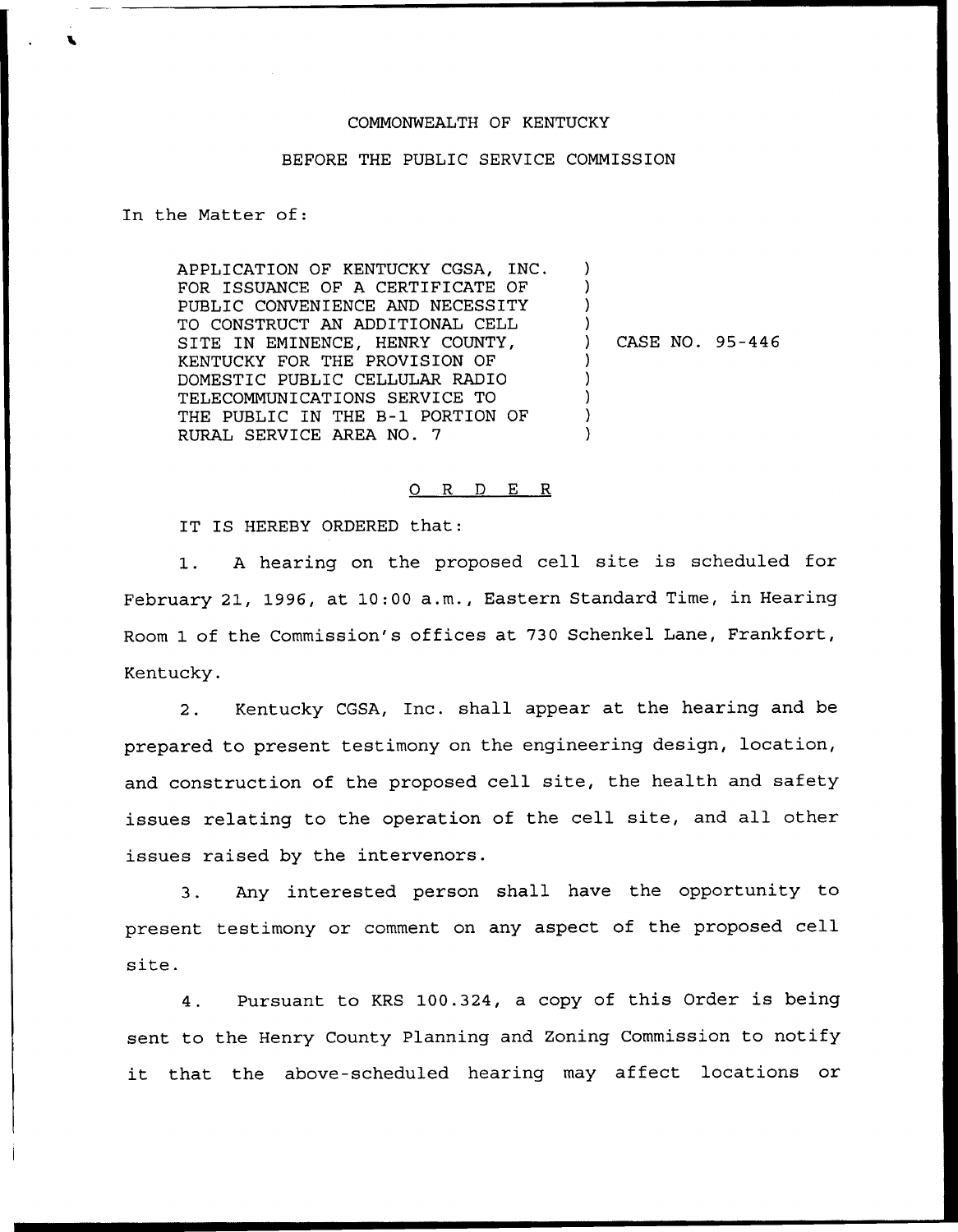COMMONWEALTH OF KENTUCKY

BEFORE THE PUBLIC SERVICE COMMISSION

In the Matter of:

APPLICATION OF KENTUCKY CGSA, INC. FOR ISSUANCE OF A CERTIFICATE OF PUBLIC CONVENIENCE AND NECESSITY TO CONSTRUCT AN ADDITIONAL CELL SITE IN EMINENCE, HENRY COUNTY, KENTUCKY FOR THE PROVISION OF DOMESTIC PUBLIC CELLULAR RADIO TELECOMMUNICATIONS SERVICE TO THE PUBLIC IN THE B-1 PORTION OF RURAL SERVICE AREA NO. 7 ) CASE NO. 95-446

O R D E R

IT IS HEREBY ORDERED that:

1. A hearing on the proposed cell site is scheduled for February 21, 1996, at 10:00 a.m., Eastern Standard Time, in Hearing Room 1 of the Commission's offices at 730 Schenkel Lane, Frankfort, Kentucky.

2. Kentucky CGSA, Inc. shall appear at the hearing and be prepared to present testimony on the engineering design, location, and construction of the proposed cell site, the health and safety issues relating to the operation of the cell site, and all other issues raised by the intervenors.

3. Any interested person shall have the opportunity to present testimony or comment on any aspect of the proposed cell site.

4. Pursuant to KRS 100.324, a copy of this Order is being sent to the Henry County Planning and Zoning Commission to notify it that the above-scheduled hearing may affect locations or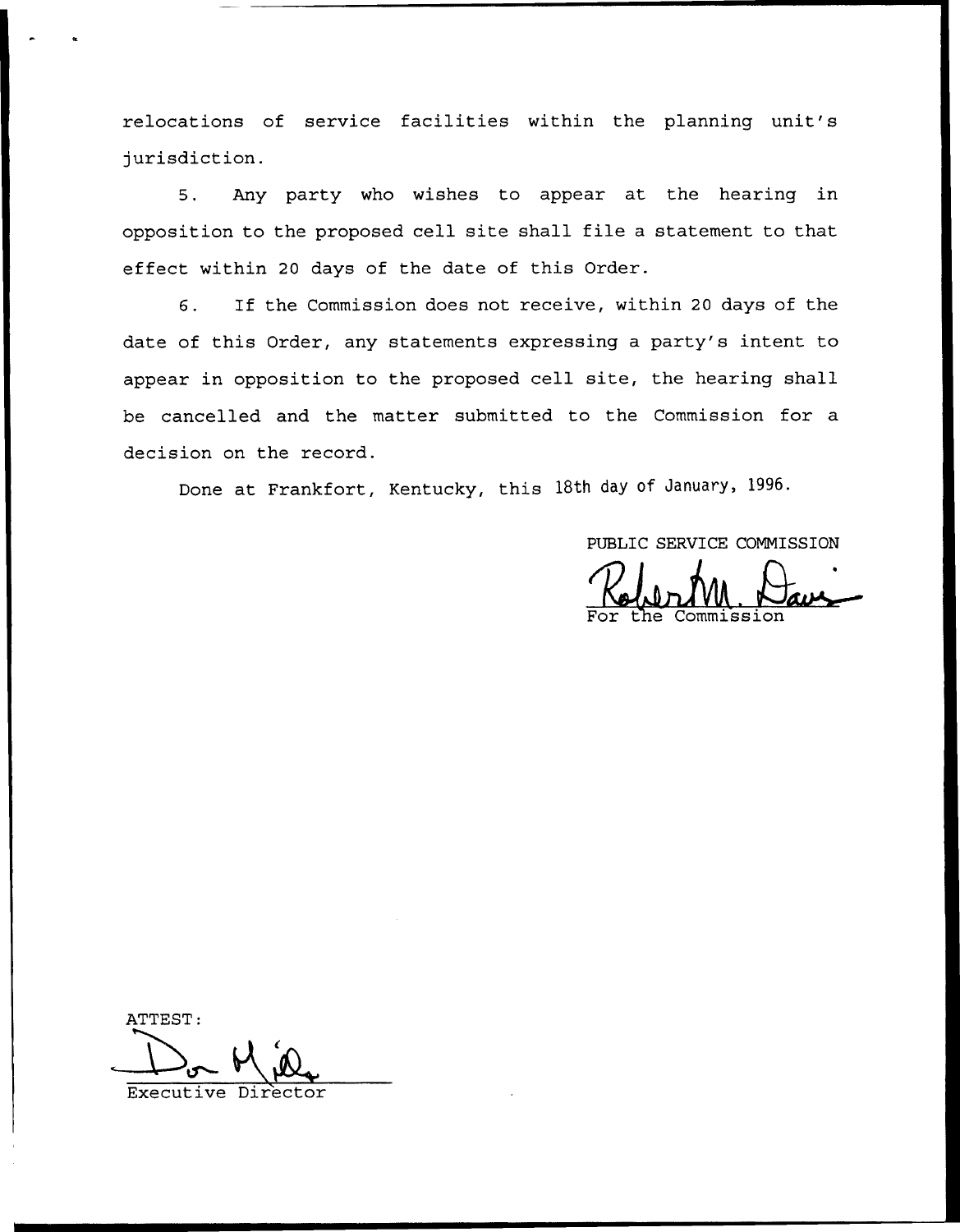relocations of service facilities within the planning unit's jurisdiction.

5. Any party who wishes to appear at the hearing in opposition to the proposed cell site shall file a statement to that effect within 20 days of the date of this Order.

6. If the Commission does not receive, within 20 days of the date of this Order, any statements expressing a party's intent to appear in opposition to the proposed cell site, the hearing shall be cancelled and the matter submitted to the Commission for a decision on the record.

Done at Frankfort, Kentucky, this 18th day of January, 1996.

PUBLIC SERVICE COMMISSION

Robert M. Davis

For the Commission

ATTEST:

Don Mills

Executive Director